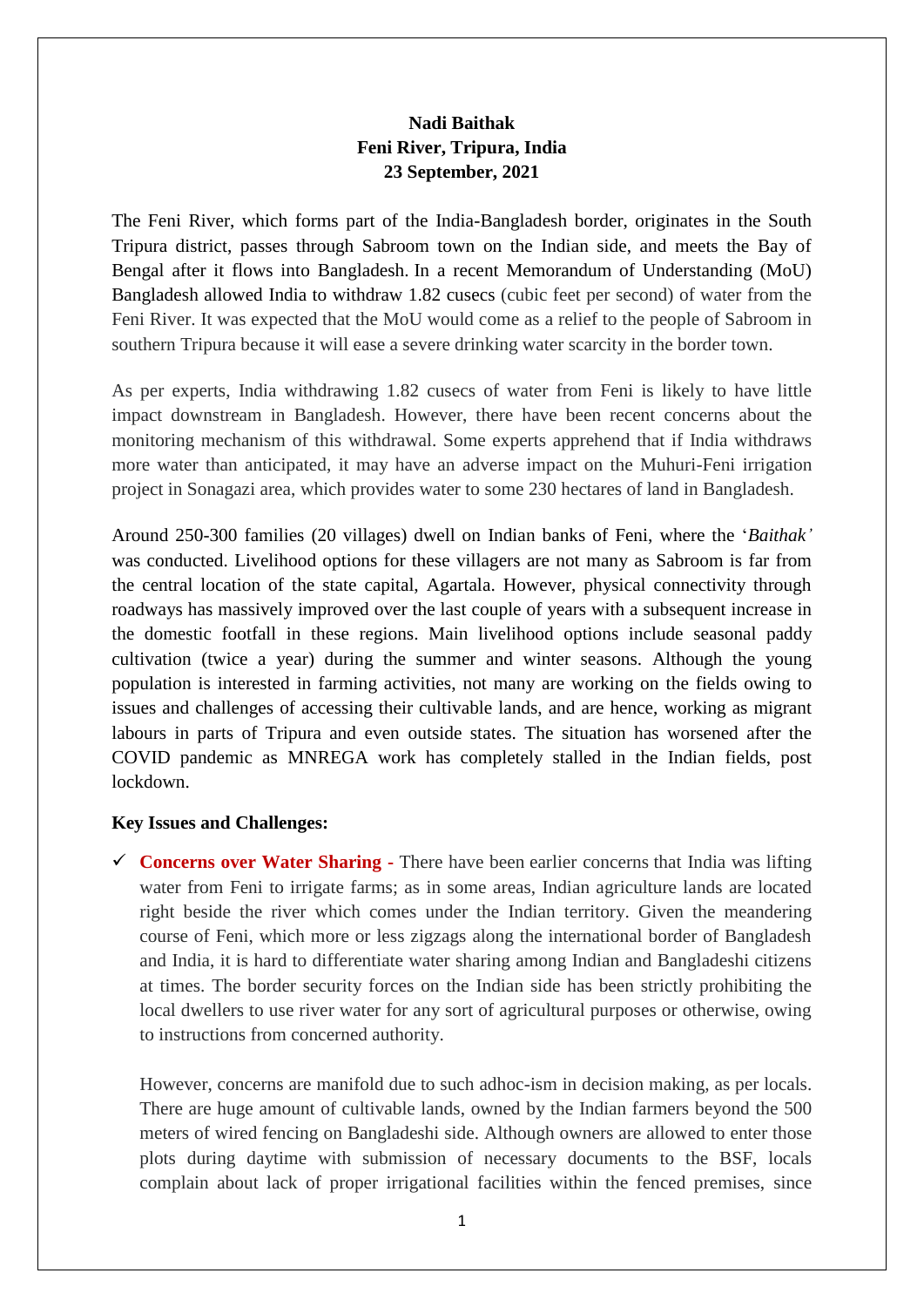**Nadi Baithak**
**Feni River, Tripura, India**
**23 September, 2021**

The Feni River, which forms part of the India-Bangladesh border, originates in the South Tripura district, passes through Sabroom town on the Indian side, and meets the Bay of Bengal after it flows into Bangladesh. In a recent Memorandum of Understanding (MoU) Bangladesh allowed India to withdraw 1.82 cusecs (cubic feet per second) of water from the Feni River. It was expected that the MoU would come as a relief to the people of Sabroom in southern Tripura because it will ease a severe drinking water scarcity in the border town.

As per experts, India withdrawing 1.82 cusecs of water from Feni is likely to have little impact downstream in Bangladesh. However, there have been recent concerns about the monitoring mechanism of this withdrawal. Some experts apprehend that if India withdraws more water than anticipated, it may have an adverse impact on the Muhuri-Feni irrigation project in Sonagazi area, which provides water to some 230 hectares of land in Bangladesh.

Around 250-300 families (20 villages) dwell on Indian banks of Feni, where the '*Baithak'* was conducted. Livelihood options for these villagers are not many as Sabroom is far from the central location of the state capital, Agartala. However, physical connectivity through roadways has massively improved over the last couple of years with a subsequent increase in the domestic footfall in these regions. Main livelihood options include seasonal paddy cultivation (twice a year) during the summer and winter seasons. Although the young population is interested in farming activities, not many are working on the fields owing to issues and challenges of accessing their cultivable lands, and are hence, working as migrant labours in parts of Tripura and even outside states. The situation has worsened after the COVID pandemic as MNREGA work has completely stalled in the Indian fields, post lockdown.

**Key Issues and Challenges:**

- ✓ **Concerns over Water Sharing -** There have been earlier concerns that India was lifting water from Feni to irrigate farms; as in some areas, Indian agriculture lands are located right beside the river which comes under the Indian territory. Given the meandering course of Feni, which more or less zigzags along the international border of Bangladesh and India, it is hard to differentiate water sharing among Indian and Bangladeshi citizens at times. The border security forces on the Indian side has been strictly prohibiting the local dwellers to use river water for any sort of agricultural purposes or otherwise, owing to instructions from concerned authority.

  However, concerns are manifold due to such adhoc-ism in decision making, as per locals. There are huge amount of cultivable lands, owned by the Indian farmers beyond the 500 meters of wired fencing on Bangladeshi side. Although owners are allowed to enter those plots during daytime with submission of necessary documents to the BSF, locals complain about lack of proper irrigational facilities within the fenced premises, since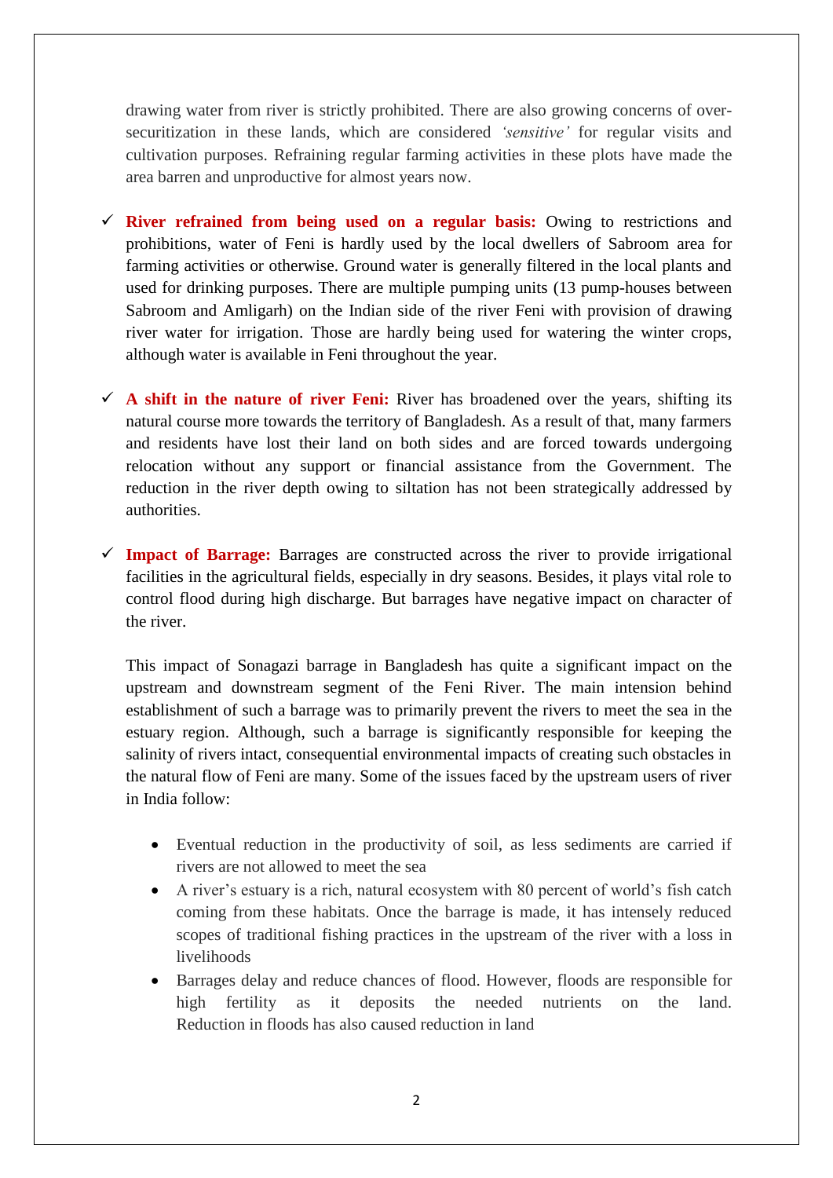drawing water from river is strictly prohibited. There are also growing concerns of over-securitization in these lands, which are considered *'sensitive'* for regular visits and cultivation purposes. Refraining regular farming activities in these plots have made the area barren and unproductive for almost years now.

- ✓ **River refrained from being used on a regular basis:** Owing to restrictions and prohibitions, water of Feni is hardly used by the local dwellers of Sabroom area for farming activities or otherwise. Ground water is generally filtered in the local plants and used for drinking purposes. There are multiple pumping units (13 pump-houses between Sabroom and Amligarh) on the Indian side of the river Feni with provision of drawing river water for irrigation. Those are hardly being used for watering the winter crops, although water is available in Feni throughout the year.

- ✓ **A shift in the nature of river Feni:** River has broadened over the years, shifting its natural course more towards the territory of Bangladesh. As a result of that, many farmers and residents have lost their land on both sides and are forced towards undergoing relocation without any support or financial assistance from the Government. The reduction in the river depth owing to siltation has not been strategically addressed by authorities.

- ✓ **Impact of Barrage:** Barrages are constructed across the river to provide irrigational facilities in the agricultural fields, especially in dry seasons. Besides, it plays vital role to control flood during high discharge. But barrages have negative impact on character of the river.

  This impact of Sonagazi barrage in Bangladesh has quite a significant impact on the upstream and downstream segment of the Feni River. The main intension behind establishment of such a barrage was to primarily prevent the rivers to meet the sea in the estuary region. Although, such a barrage is significantly responsible for keeping the salinity of rivers intact, consequential environmental impacts of creating such obstacles in the natural flow of Feni are many. Some of the issues faced by the upstream users of river in India follow:

  - Eventual reduction in the productivity of soil, as less sediments are carried if rivers are not allowed to meet the sea
  - A river's estuary is a rich, natural ecosystem with 80 percent of world's fish catch coming from these habitats. Once the barrage is made, it has intensely reduced scopes of traditional fishing practices in the upstream of the river with a loss in livelihoods
  - Barrages delay and reduce chances of flood. However, floods are responsible for high fertility as it deposits the needed nutrients on the land. Reduction in floods has also caused reduction in land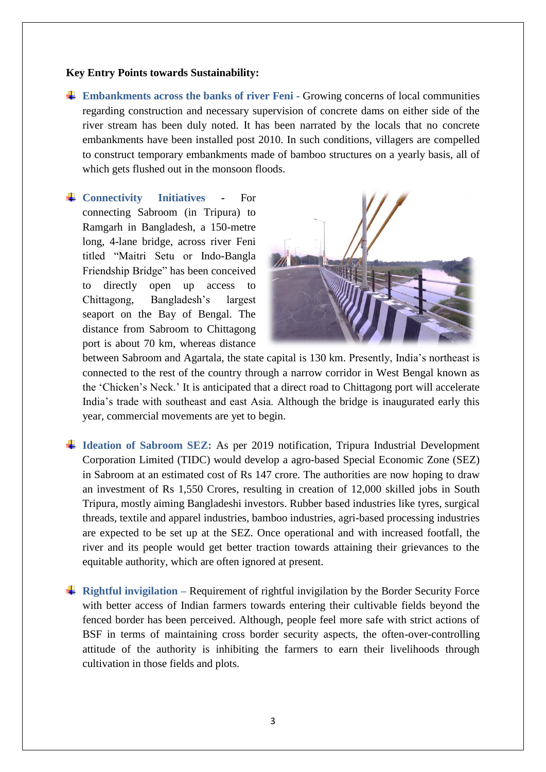**Key Entry Points towards Sustainability:**

- **Embankments across the banks of river Feni -** Growing concerns of local communities regarding construction and necessary supervision of concrete dams on either side of the river stream has been duly noted. It has been narrated by the locals that no concrete embankments have been installed post 2010. In such conditions, villagers are compelled to construct temporary embankments made of bamboo structures on a yearly basis, all of which gets flushed out in the monsoon floods.

- **Connectivity Initiatives** - For connecting Sabroom (in Tripura) to Ramgarh in Bangladesh, a 150-metre long, 4-lane bridge, across river Feni titled "Maitri Setu or Indo-Bangla Friendship Bridge" has been conceived to directly open up access to Chittagong, Bangladesh's largest seaport on the Bay of Bengal. The distance from Sabroom to Chittagong port is about 70 km, whereas distance between Sabroom and Agartala, the state capital is 130 km. Presently, India's northeast is connected to the rest of the country through a narrow corridor in West Bengal known as the 'Chicken's Neck.' It is anticipated that a direct road to Chittagong port will accelerate India's trade with southeast and east Asia. Although the bridge is inaugurated early this year, commercial movements are yet to begin.

- **Ideation of Sabroom SEZ:** As per 2019 notification, Tripura Industrial Development Corporation Limited (TIDC) would develop a agro-based Special Economic Zone (SEZ) in Sabroom at an estimated cost of Rs 147 crore. The authorities are now hoping to draw an investment of Rs 1,550 Crores, resulting in creation of 12,000 skilled jobs in South Tripura, mostly aiming Bangladeshi investors. Rubber based industries like tyres, surgical threads, textile and apparel industries, bamboo industries, agri-based processing industries are expected to be set up at the SEZ. Once operational and with increased footfall, the river and its people would get better traction towards attaining their grievances to the equitable authority, which are often ignored at present.

- **Rightful invigilation –** Requirement of rightful invigilation by the Border Security Force with better access of Indian farmers towards entering their cultivable fields beyond the fenced border has been perceived. Although, people feel more safe with strict actions of BSF in terms of maintaining cross border security aspects, the often-over-controlling attitude of the authority is inhibiting the farmers to earn their livelihoods through cultivation in those fields and plots.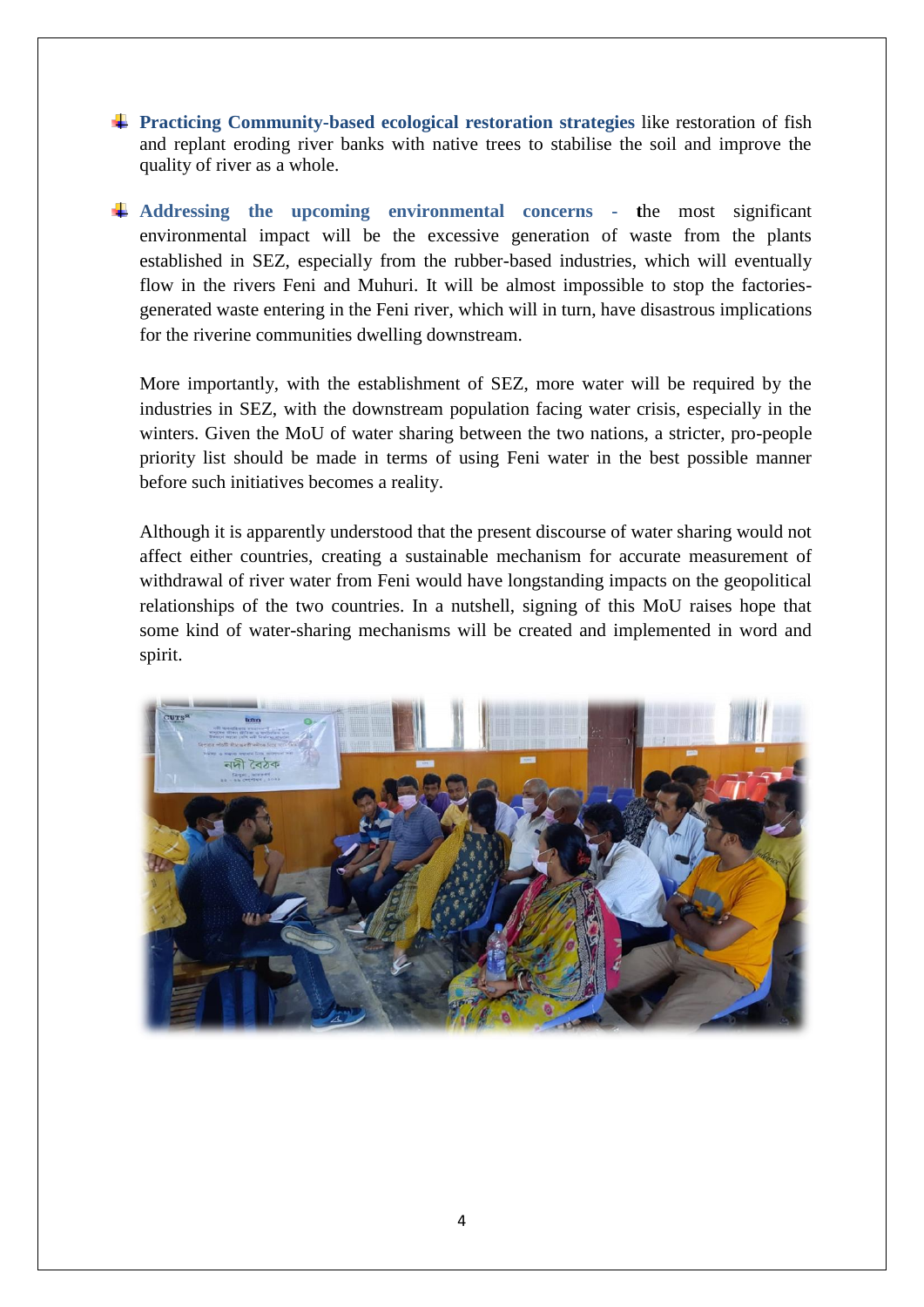- **Practicing Community-based ecological restoration strategies** like restoration of fish and replant eroding river banks with native trees to stabilise the soil and improve the quality of river as a whole.

- **Addressing the upcoming environmental concerns - t**he most significant environmental impact will be the excessive generation of waste from the plants established in SEZ, especially from the rubber-based industries, which will eventually flow in the rivers Feni and Muhuri. It will be almost impossible to stop the factories-generated waste entering in the Feni river, which will in turn, have disastrous implications for the riverine communities dwelling downstream.

  More importantly, with the establishment of SEZ, more water will be required by the industries in SEZ, with the downstream population facing water crisis, especially in the winters. Given the MoU of water sharing between the two nations, a stricter, pro-people priority list should be made in terms of using Feni water in the best possible manner before such initiatives becomes a reality.

  Although it is apparently understood that the present discourse of water sharing would not affect either countries, creating a sustainable mechanism for accurate measurement of withdrawal of river water from Feni would have longstanding impacts on the geopolitical relationships of the two countries. In a nutshell, signing of this MoU raises hope that some kind of water-sharing mechanisms will be created and implemented in word and spirit.